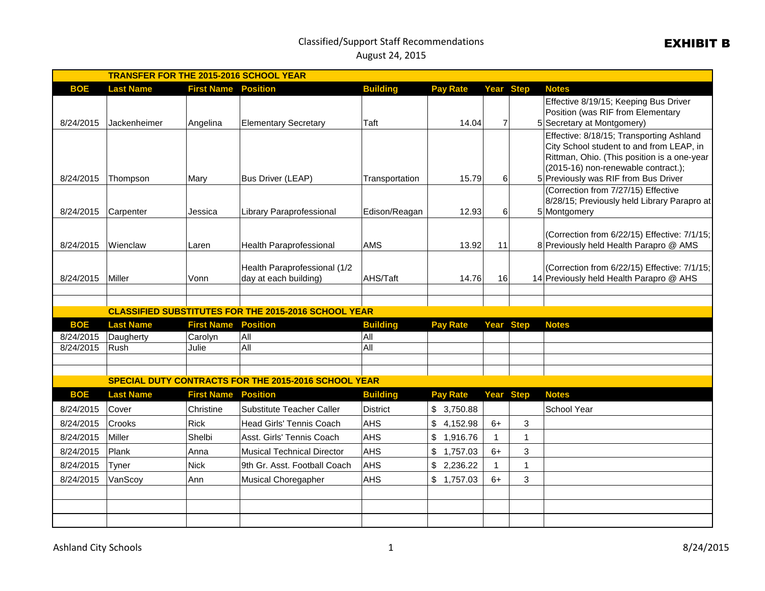# Classified/Support Staff Recommendations

August 24, 2015

**EXHIBIT B**

| BOE | Last Name | First Name | Position | Building | Pay Rate | Year | Step | Notes |
|---|---|---|---|---|---|---|---|---|
| **TRANSFER FOR THE 2015-2016 SCHOOL YEAR** | | | | | | | | |
| 8/24/2015 | Jackenheimer | Angelina | Elementary Secretary | Taft | 14.04 | 7 | 5 | Effective 8/19/15; Keeping Bus Driver Position (was RIF from Elementary Secretary at Montgomery) |
| 8/24/2015 | Thompson | Mary | Bus Driver (LEAP) | Transportation | 15.79 | 6 | 5 | Effective: 8/18/15; Transporting Ashland City School student to and from LEAP, in Rittman, Ohio. (This position is a one-year (2015-16) non-renewable contract.); Previously was RIF from Bus Driver |
| 8/24/2015 | Carpenter | Jessica | Library Paraprofessional | Edison/Reagan | 12.93 | 6 | 5 | (Correction from 7/27/15) Effective 8/28/15; Previously held Library Parapro at Montgomery |
| 8/24/2015 | Wienclaw | Laren | Health Paraprofessional | AMS | 13.92 | 11 | 8 | (Correction from 6/22/15) Effective: 7/1/15; Previously held Health Parapro @ AMS |
| 8/24/2015 | Miller | Vonn | Health Paraprofessional (1/2 day at each building) | AHS/Taft | 14.76 | 16 | 14 | (Correction from 6/22/15) Effective: 7/1/15; Previously held Health Parapro @ AHS |
| **CLASSIFIED SUBSTITUTES FOR THE 2015-2016 SCHOOL YEAR** | | | | | | | | |
| **BOE** | **Last Name** | **First Name** | **Position** | **Building** | **Pay Rate** | **Year** | **Step** | **Notes** |
| 8/24/2015 | Daugherty | Carolyn | All | All | | | | |
| 8/24/2015 | Rush | Julie | All | All | | | | |
| **SPECIAL DUTY CONTRACTS FOR THE 2015-2016 SCHOOL YEAR** | | | | | | | | |
| **BOE** | **Last Name** | **First Name** | **Position** | **Building** | **Pay Rate** | **Year** | **Step** | **Notes** |
| 8/24/2015 | Cover | Christine | Substitute Teacher Caller | District | $ 3,750.88 | | | School Year |
| 8/24/2015 | Crooks | Rick | Head Girls' Tennis Coach | AHS | $ 4,152.98 | 6+ | 3 | |
| 8/24/2015 | Miller | Shelbi | Asst. Girls' Tennis Coach | AHS | $ 1,916.76 | 1 | 1 | |
| 8/24/2015 | Plank | Anna | Musical Technical Director | AHS | $ 1,757.03 | 6+ | 3 | |
| 8/24/2015 | Tyner | Nick | 9th Gr. Asst. Football Coach | AHS | $ 2,236.22 | 1 | 1 | |
| 8/24/2015 | VanScoy | Ann | Musical Choregapher | AHS | $ 1,757.03 | 6+ | 3 | |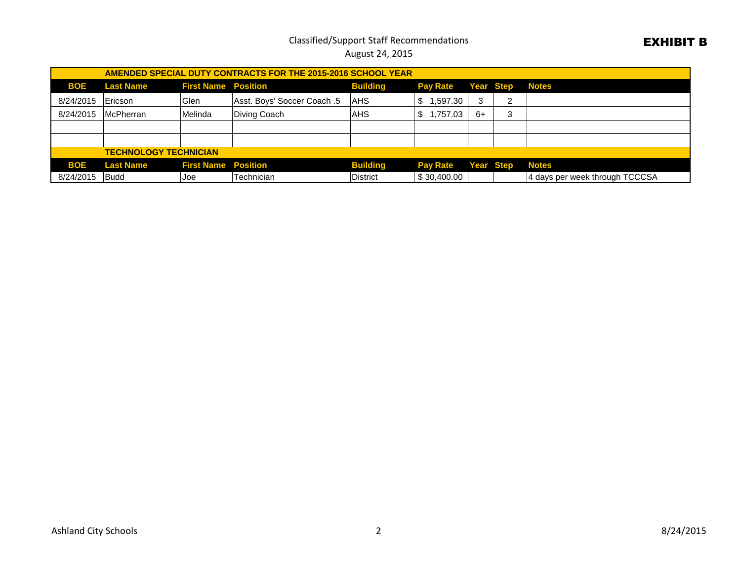# Classified/Support Staff Recommendations

August 24, 2015

**EXHIBIT B**

| | AMENDED SPECIAL DUTY CONTRACTS FOR THE 2015-2016 SCHOOL YEAR | | | | | | | |
|---|---|---|---|---|---|---|---|---|
| **BOE** | **Last Name** | **First Name** | **Position** | **Building** | **Pay Rate** | **Year** | **Step** | **Notes** |
| 8/24/2015 | Ericson | Glen | Asst. Boys' Soccer Coach .5 | AHS | $ 1,597.30 | 3 | 2 | |
| 8/24/2015 | McPherran | Melinda | Diving Coach | AHS | $ 1,757.03 | 6+ | 3 | |
| | | | | | | | | |
| | | | | | | | | |

| | TECHNOLOGY TECHNICIAN | | | | | | | |
|---|---|---|---|---|---|---|---|---|
| **BOE** | **Last Name** | **First Name** | **Position** | **Building** | **Pay Rate** | **Year** | **Step** | **Notes** |
| 8/24/2015 | Budd | Joe | Technician | District | $ 30,400.00 | | | 4 days per week through TCCCSA |

Ashland City Schools

8/24/2015